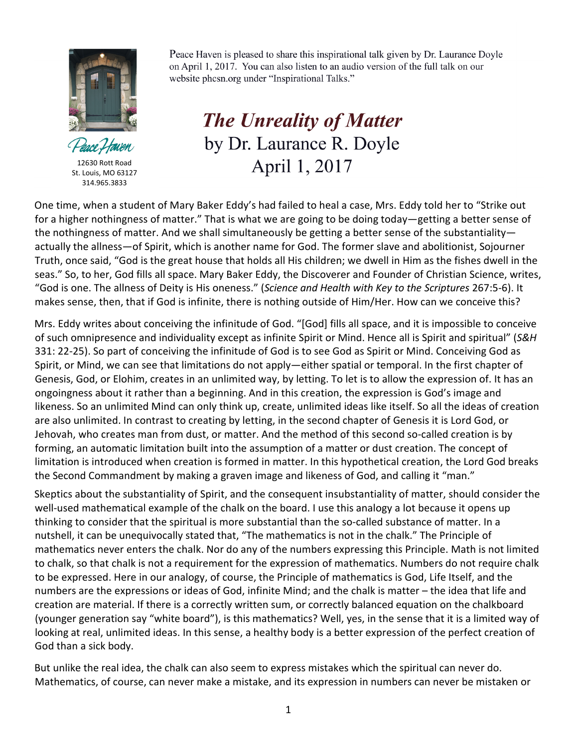Peace Haven

12630 Rott Road
St. Louis, MO 63127
314.965.3833

Peace Haven is pleased to share this inspirational talk given by Dr. Laurance Doyle on April 1, 2017. You can also listen to an audio version of the full talk on our website phcsn.org under "Inspirational Talks."

# *The Unreality of Matter*

## by Dr. Laurance R. Doyle
## April 1, 2017

One time, when a student of Mary Baker Eddy's had failed to heal a case, Mrs. Eddy told her to "Strike out for a higher nothingness of matter." That is what we are going to be doing today—getting a better sense of the nothingness of matter. And we shall simultaneously be getting a better sense of the substantiality—actually the allness—of Spirit, which is another name for God. The former slave and abolitionist, Sojourner Truth, once said, "God is the great house that holds all His children; we dwell in Him as the fishes dwell in the seas." So, to her, God fills all space. Mary Baker Eddy, the Discoverer and Founder of Christian Science, writes, "God is one. The allness of Deity is His oneness." (*Science and Health with Key to the Scriptures* 267:5-6). It makes sense, then, that if God is infinite, there is nothing outside of Him/Her. How can we conceive this?

Mrs. Eddy writes about conceiving the infinitude of God. "[God] fills all space, and it is impossible to conceive of such omnipresence and individuality except as infinite Spirit or Mind. Hence all is Spirit and spiritual" (*S&H* 331: 22-25). So part of conceiving the infinitude of God is to see God as Spirit or Mind. Conceiving God as Spirit, or Mind, we can see that limitations do not apply—either spatial or temporal. In the first chapter of Genesis, God, or Elohim, creates in an unlimited way, by letting. To let is to allow the expression of. It has an ongoingness about it rather than a beginning. And in this creation, the expression is God's image and likeness. So an unlimited Mind can only think up, create, unlimited ideas like itself. So all the ideas of creation are also unlimited. In contrast to creating by letting, in the second chapter of Genesis it is Lord God, or Jehovah, who creates man from dust, or matter. And the method of this second so-called creation is by forming, an automatic limitation built into the assumption of a matter or dust creation. The concept of limitation is introduced when creation is formed in matter. In this hypothetical creation, the Lord God breaks the Second Commandment by making a graven image and likeness of God, and calling it "man."

Skeptics about the substantiality of Spirit, and the consequent insubstantiality of matter, should consider the well-used mathematical example of the chalk on the board. I use this analogy a lot because it opens up thinking to consider that the spiritual is more substantial than the so-called substance of matter. In a nutshell, it can be unequivocally stated that, "The mathematics is not in the chalk." The Principle of mathematics never enters the chalk. Nor do any of the numbers expressing this Principle. Math is not limited to chalk, so that chalk is not a requirement for the expression of mathematics. Numbers do not require chalk to be expressed. Here in our analogy, of course, the Principle of mathematics is God, Life Itself, and the numbers are the expressions or ideas of God, infinite Mind; and the chalk is matter – the idea that life and creation are material. If there is a correctly written sum, or correctly balanced equation on the chalkboard (younger generation say "white board"), is this mathematics? Well, yes, in the sense that it is a limited way of looking at real, unlimited ideas. In this sense, a healthy body is a better expression of the perfect creation of God than a sick body.

But unlike the real idea, the chalk can also seem to express mistakes which the spiritual can never do. Mathematics, of course, can never make a mistake, and its expression in numbers can never be mistaken or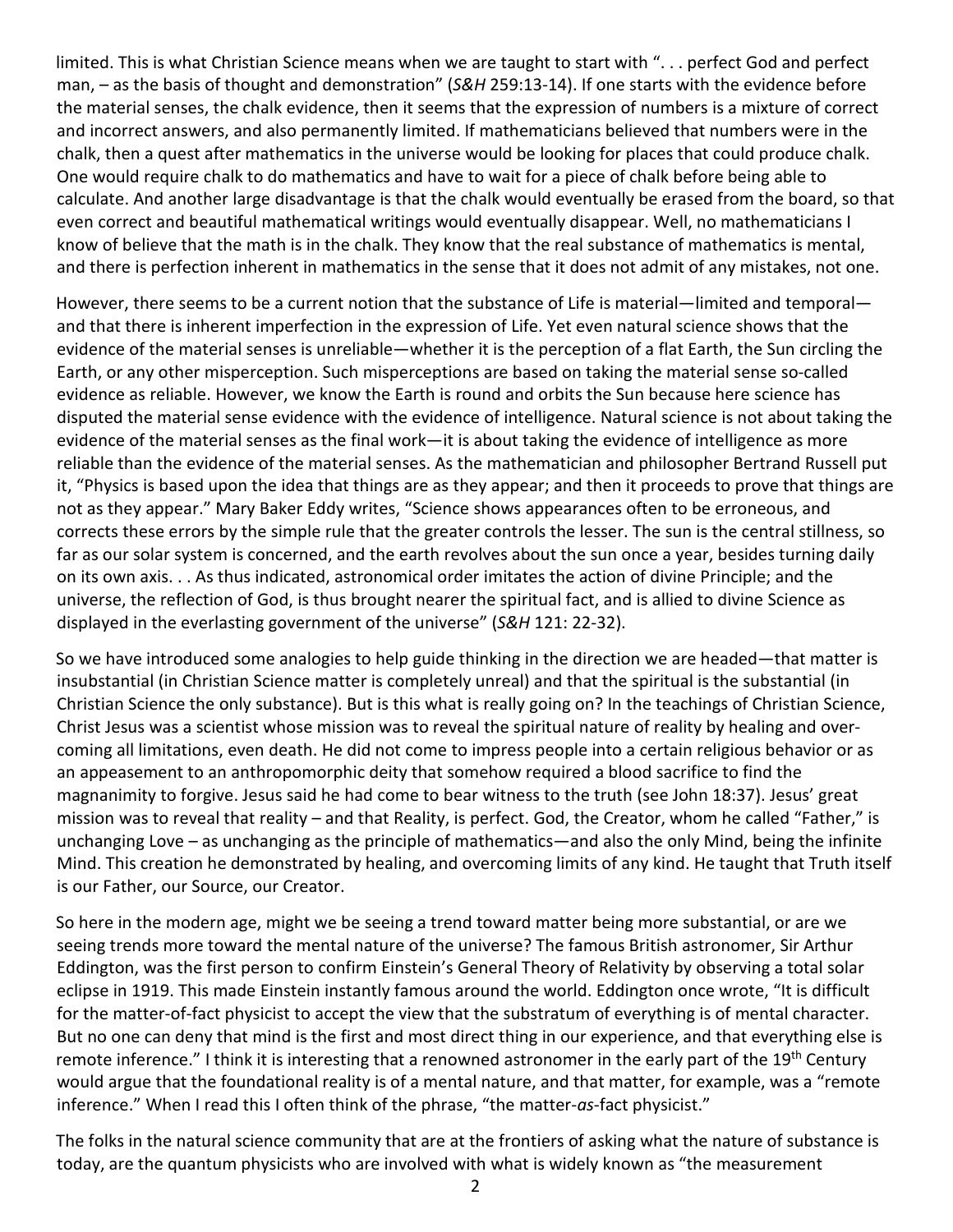limited. This is what Christian Science means when we are taught to start with ". . . perfect God and perfect man, – as the basis of thought and demonstration" (*S&H* 259:13-14). If one starts with the evidence before the material senses, the chalk evidence, then it seems that the expression of numbers is a mixture of correct and incorrect answers, and also permanently limited. If mathematicians believed that numbers were in the chalk, then a quest after mathematics in the universe would be looking for places that could produce chalk. One would require chalk to do mathematics and have to wait for a piece of chalk before being able to calculate. And another large disadvantage is that the chalk would eventually be erased from the board, so that even correct and beautiful mathematical writings would eventually disappear. Well, no mathematicians I know of believe that the math is in the chalk. They know that the real substance of mathematics is mental, and there is perfection inherent in mathematics in the sense that it does not admit of any mistakes, not one.

However, there seems to be a current notion that the substance of Life is material—limited and temporal—and that there is inherent imperfection in the expression of Life. Yet even natural science shows that the evidence of the material senses is unreliable—whether it is the perception of a flat Earth, the Sun circling the Earth, or any other misperception. Such misperceptions are based on taking the material sense so-called evidence as reliable. However, we know the Earth is round and orbits the Sun because here science has disputed the material sense evidence with the evidence of intelligence. Natural science is not about taking the evidence of the material senses as the final work—it is about taking the evidence of intelligence as more reliable than the evidence of the material senses. As the mathematician and philosopher Bertrand Russell put it, "Physics is based upon the idea that things are as they appear; and then it proceeds to prove that things are not as they appear." Mary Baker Eddy writes, "Science shows appearances often to be erroneous, and corrects these errors by the simple rule that the greater controls the lesser. The sun is the central stillness, so far as our solar system is concerned, and the earth revolves about the sun once a year, besides turning daily on its own axis. . . As thus indicated, astronomical order imitates the action of divine Principle; and the universe, the reflection of God, is thus brought nearer the spiritual fact, and is allied to divine Science as displayed in the everlasting government of the universe" (*S&H* 121: 22-32).

So we have introduced some analogies to help guide thinking in the direction we are headed—that matter is insubstantial (in Christian Science matter is completely unreal) and that the spiritual is the substantial (in Christian Science the only substance). But is this what is really going on? In the teachings of Christian Science, Christ Jesus was a scientist whose mission was to reveal the spiritual nature of reality by healing and over-coming all limitations, even death. He did not come to impress people into a certain religious behavior or as an appeasement to an anthropomorphic deity that somehow required a blood sacrifice to find the magnanimity to forgive. Jesus said he had come to bear witness to the truth (see John 18:37). Jesus' great mission was to reveal that reality – and that Reality, is perfect. God, the Creator, whom he called "Father," is unchanging Love – as unchanging as the principle of mathematics—and also the only Mind, being the infinite Mind. This creation he demonstrated by healing, and overcoming limits of any kind. He taught that Truth itself is our Father, our Source, our Creator.

So here in the modern age, might we be seeing a trend toward matter being more substantial, or are we seeing trends more toward the mental nature of the universe? The famous British astronomer, Sir Arthur Eddington, was the first person to confirm Einstein's General Theory of Relativity by observing a total solar eclipse in 1919. This made Einstein instantly famous around the world. Eddington once wrote, "It is difficult for the matter-of-fact physicist to accept the view that the substratum of everything is of mental character. But no one can deny that mind is the first and most direct thing in our experience, and that everything else is remote inference." I think it is interesting that a renowned astronomer in the early part of the 19th Century would argue that the foundational reality is of a mental nature, and that matter, for example, was a "remote inference." When I read this I often think of the phrase, "the matter-*as*-fact physicist."

The folks in the natural science community that are at the frontiers of asking what the nature of substance is today, are the quantum physicists who are involved with what is widely known as "the measurement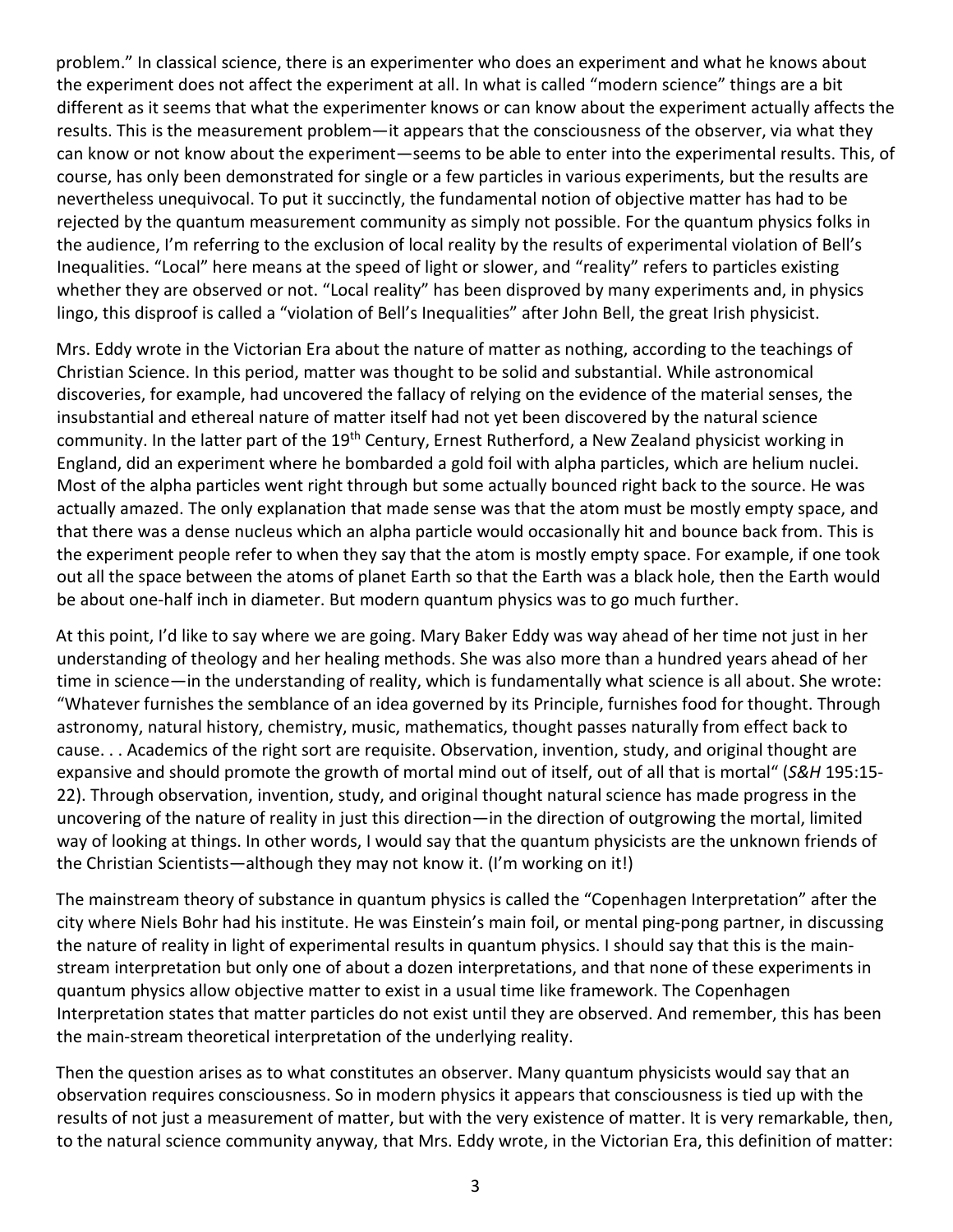problem." In classical science, there is an experimenter who does an experiment and what he knows about the experiment does not affect the experiment at all. In what is called "modern science" things are a bit different as it seems that what the experimenter knows or can know about the experiment actually affects the results. This is the measurement problem—it appears that the consciousness of the observer, via what they can know or not know about the experiment—seems to be able to enter into the experimental results. This, of course, has only been demonstrated for single or a few particles in various experiments, but the results are nevertheless unequivocal. To put it succinctly, the fundamental notion of objective matter has had to be rejected by the quantum measurement community as simply not possible. For the quantum physics folks in the audience, I'm referring to the exclusion of local reality by the results of experimental violation of Bell's Inequalities. "Local" here means at the speed of light or slower, and "reality" refers to particles existing whether they are observed or not. "Local reality" has been disproved by many experiments and, in physics lingo, this disproof is called a "violation of Bell's Inequalities" after John Bell, the great Irish physicist.

Mrs. Eddy wrote in the Victorian Era about the nature of matter as nothing, according to the teachings of Christian Science. In this period, matter was thought to be solid and substantial. While astronomical discoveries, for example, had uncovered the fallacy of relying on the evidence of the material senses, the insubstantial and ethereal nature of matter itself had not yet been discovered by the natural science community. In the latter part of the 19th Century, Ernest Rutherford, a New Zealand physicist working in England, did an experiment where he bombarded a gold foil with alpha particles, which are helium nuclei. Most of the alpha particles went right through but some actually bounced right back to the source. He was actually amazed. The only explanation that made sense was that the atom must be mostly empty space, and that there was a dense nucleus which an alpha particle would occasionally hit and bounce back from. This is the experiment people refer to when they say that the atom is mostly empty space. For example, if one took out all the space between the atoms of planet Earth so that the Earth was a black hole, then the Earth would be about one-half inch in diameter. But modern quantum physics was to go much further.

At this point, I'd like to say where we are going. Mary Baker Eddy was way ahead of her time not just in her understanding of theology and her healing methods. She was also more than a hundred years ahead of her time in science—in the understanding of reality, which is fundamentally what science is all about. She wrote: "Whatever furnishes the semblance of an idea governed by its Principle, furnishes food for thought. Through astronomy, natural history, chemistry, music, mathematics, thought passes naturally from effect back to cause. . . Academics of the right sort are requisite. Observation, invention, study, and original thought are expansive and should promote the growth of mortal mind out of itself, out of all that is mortal" (*S&H* 195:15-22). Through observation, invention, study, and original thought natural science has made progress in the uncovering of the nature of reality in just this direction—in the direction of outgrowing the mortal, limited way of looking at things. In other words, I would say that the quantum physicists are the unknown friends of the Christian Scientists—although they may not know it. (I'm working on it!)

The mainstream theory of substance in quantum physics is called the "Copenhagen Interpretation" after the city where Niels Bohr had his institute. He was Einstein's main foil, or mental ping-pong partner, in discussing the nature of reality in light of experimental results in quantum physics. I should say that this is the main-stream interpretation but only one of about a dozen interpretations, and that none of these experiments in quantum physics allow objective matter to exist in a usual time like framework. The Copenhagen Interpretation states that matter particles do not exist until they are observed. And remember, this has been the main-stream theoretical interpretation of the underlying reality.

Then the question arises as to what constitutes an observer. Many quantum physicists would say that an observation requires consciousness. So in modern physics it appears that consciousness is tied up with the results of not just a measurement of matter, but with the very existence of matter. It is very remarkable, then, to the natural science community anyway, that Mrs. Eddy wrote, in the Victorian Era, this definition of matter: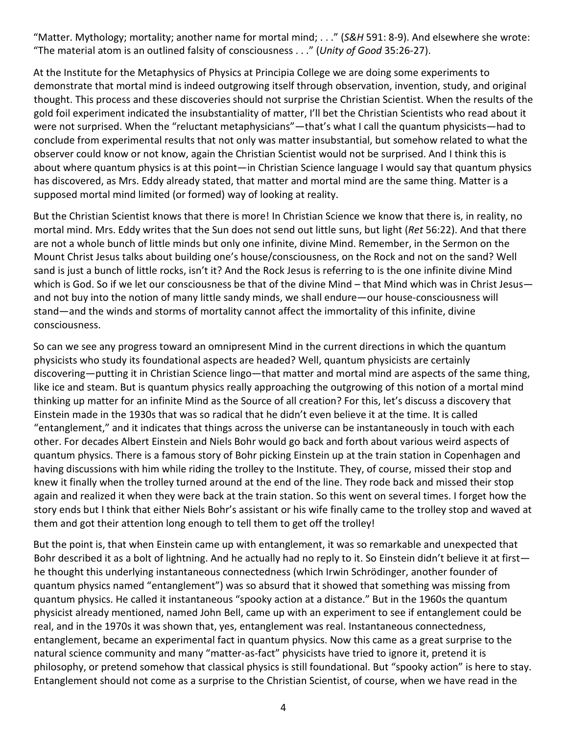"Matter. Mythology; mortality; another name for mortal mind; . . ." (*S&H* 591: 8-9). And elsewhere she wrote: "The material atom is an outlined falsity of consciousness . . ." (*Unity of Good* 35:26-27).

At the Institute for the Metaphysics of Physics at Principia College we are doing some experiments to demonstrate that mortal mind is indeed outgrowing itself through observation, invention, study, and original thought. This process and these discoveries should not surprise the Christian Scientist. When the results of the gold foil experiment indicated the insubstantiality of matter, I'll bet the Christian Scientists who read about it were not surprised. When the "reluctant metaphysicians"—that's what I call the quantum physicists—had to conclude from experimental results that not only was matter insubstantial, but somehow related to what the observer could know or not know, again the Christian Scientist would not be surprised. And I think this is about where quantum physics is at this point—in Christian Science language I would say that quantum physics has discovered, as Mrs. Eddy already stated, that matter and mortal mind are the same thing. Matter is a supposed mortal mind limited (or formed) way of looking at reality.

But the Christian Scientist knows that there is more! In Christian Science we know that there is, in reality, no mortal mind. Mrs. Eddy writes that the Sun does not send out little suns, but light (*Ret* 56:22). And that there are not a whole bunch of little minds but only one infinite, divine Mind. Remember, in the Sermon on the Mount Christ Jesus talks about building one's house/consciousness, on the Rock and not on the sand? Well sand is just a bunch of little rocks, isn't it? And the Rock Jesus is referring to is the one infinite divine Mind which is God. So if we let our consciousness be that of the divine Mind – that Mind which was in Christ Jesus—and not buy into the notion of many little sandy minds, we shall endure—our house-consciousness will stand—and the winds and storms of mortality cannot affect the immortality of this infinite, divine consciousness.

So can we see any progress toward an omnipresent Mind in the current directions in which the quantum physicists who study its foundational aspects are headed? Well, quantum physicists are certainly discovering—putting it in Christian Science lingo—that matter and mortal mind are aspects of the same thing, like ice and steam. But is quantum physics really approaching the outgrowing of this notion of a mortal mind thinking up matter for an infinite Mind as the Source of all creation? For this, let's discuss a discovery that Einstein made in the 1930s that was so radical that he didn't even believe it at the time. It is called "entanglement," and it indicates that things across the universe can be instantaneously in touch with each other. For decades Albert Einstein and Niels Bohr would go back and forth about various weird aspects of quantum physics. There is a famous story of Bohr picking Einstein up at the train station in Copenhagen and having discussions with him while riding the trolley to the Institute. They, of course, missed their stop and knew it finally when the trolley turned around at the end of the line. They rode back and missed their stop again and realized it when they were back at the train station. So this went on several times. I forget how the story ends but I think that either Niels Bohr's assistant or his wife finally came to the trolley stop and waved at them and got their attention long enough to tell them to get off the trolley!

But the point is, that when Einstein came up with entanglement, it was so remarkable and unexpected that Bohr described it as a bolt of lightning. And he actually had no reply to it. So Einstein didn't believe it at first—he thought this underlying instantaneous connectedness (which Irwin Schrödinger, another founder of quantum physics named "entanglement") was so absurd that it showed that something was missing from quantum physics. He called it instantaneous "spooky action at a distance." But in the 1960s the quantum physicist already mentioned, named John Bell, came up with an experiment to see if entanglement could be real, and in the 1970s it was shown that, yes, entanglement was real. Instantaneous connectedness, entanglement, became an experimental fact in quantum physics. Now this came as a great surprise to the natural science community and many "matter-as-fact" physicists have tried to ignore it, pretend it is philosophy, or pretend somehow that classical physics is still foundational. But "spooky action" is here to stay. Entanglement should not come as a surprise to the Christian Scientist, of course, when we have read in the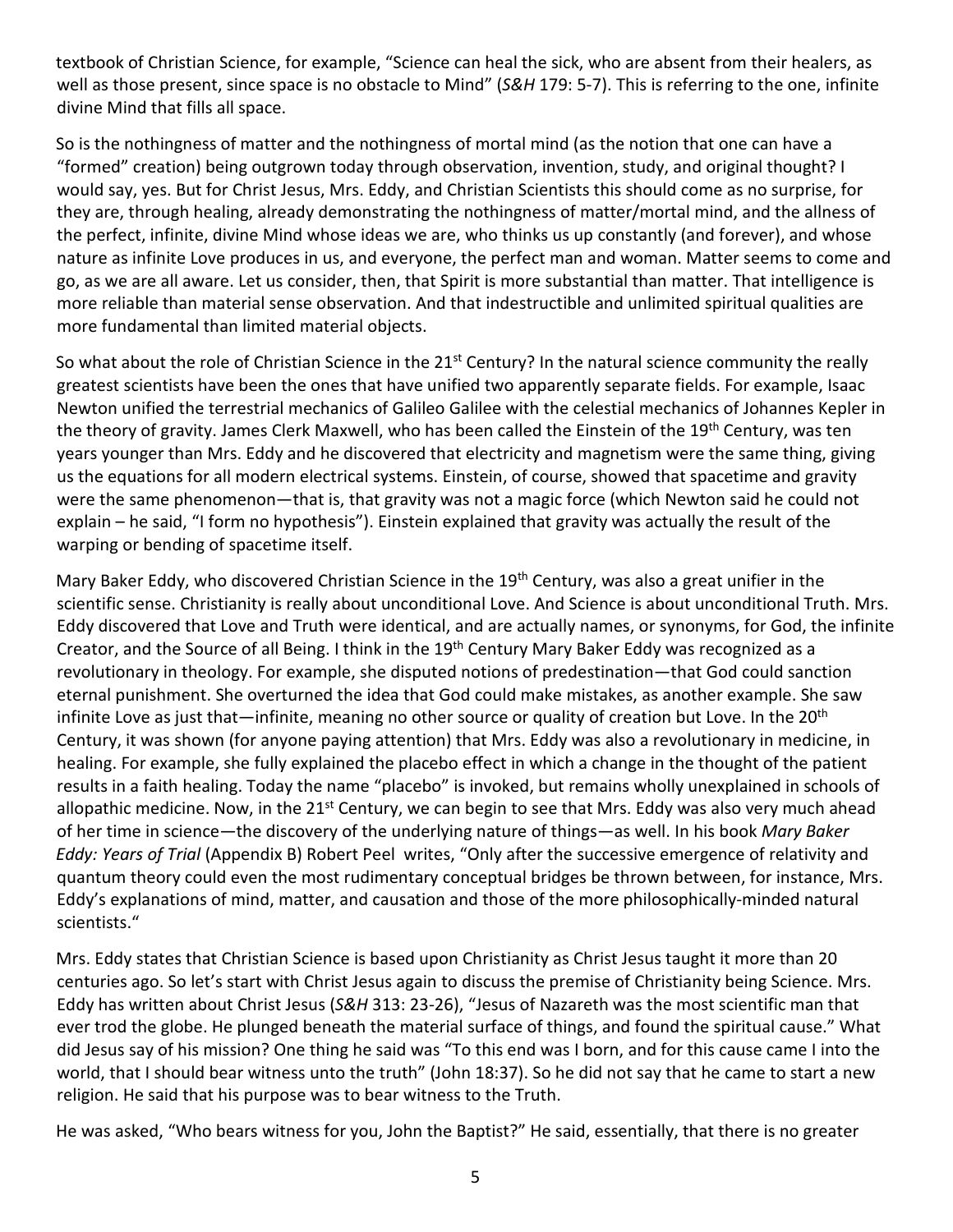textbook of Christian Science, for example, "Science can heal the sick, who are absent from their healers, as well as those present, since space is no obstacle to Mind" (*S&H* 179: 5-7). This is referring to the one, infinite divine Mind that fills all space.

So is the nothingness of matter and the nothingness of mortal mind (as the notion that one can have a "formed" creation) being outgrown today through observation, invention, study, and original thought? I would say, yes. But for Christ Jesus, Mrs. Eddy, and Christian Scientists this should come as no surprise, for they are, through healing, already demonstrating the nothingness of matter/mortal mind, and the allness of the perfect, infinite, divine Mind whose ideas we are, who thinks us up constantly (and forever), and whose nature as infinite Love produces in us, and everyone, the perfect man and woman. Matter seems to come and go, as we are all aware. Let us consider, then, that Spirit is more substantial than matter. That intelligence is more reliable than material sense observation. And that indestructible and unlimited spiritual qualities are more fundamental than limited material objects.

So what about the role of Christian Science in the 21st Century? In the natural science community the really greatest scientists have been the ones that have unified two apparently separate fields. For example, Isaac Newton unified the terrestrial mechanics of Galileo Galilee with the celestial mechanics of Johannes Kepler in the theory of gravity. James Clerk Maxwell, who has been called the Einstein of the 19th Century, was ten years younger than Mrs. Eddy and he discovered that electricity and magnetism were the same thing, giving us the equations for all modern electrical systems. Einstein, of course, showed that spacetime and gravity were the same phenomenon—that is, that gravity was not a magic force (which Newton said he could not explain – he said, "I form no hypothesis"). Einstein explained that gravity was actually the result of the warping or bending of spacetime itself.

Mary Baker Eddy, who discovered Christian Science in the 19th Century, was also a great unifier in the scientific sense. Christianity is really about unconditional Love. And Science is about unconditional Truth. Mrs. Eddy discovered that Love and Truth were identical, and are actually names, or synonyms, for God, the infinite Creator, and the Source of all Being. I think in the 19th Century Mary Baker Eddy was recognized as a revolutionary in theology. For example, she disputed notions of predestination—that God could sanction eternal punishment. She overturned the idea that God could make mistakes, as another example. She saw infinite Love as just that—infinite, meaning no other source or quality of creation but Love. In the 20th Century, it was shown (for anyone paying attention) that Mrs. Eddy was also a revolutionary in medicine, in healing. For example, she fully explained the placebo effect in which a change in the thought of the patient results in a faith healing. Today the name "placebo" is invoked, but remains wholly unexplained in schools of allopathic medicine. Now, in the 21st Century, we can begin to see that Mrs. Eddy was also very much ahead of her time in science—the discovery of the underlying nature of things—as well. In his book *Mary Baker Eddy: Years of Trial* (Appendix B) Robert Peel writes, "Only after the successive emergence of relativity and quantum theory could even the most rudimentary conceptual bridges be thrown between, for instance, Mrs. Eddy's explanations of mind, matter, and causation and those of the more philosophically-minded natural scientists."

Mrs. Eddy states that Christian Science is based upon Christianity as Christ Jesus taught it more than 20 centuries ago. So let's start with Christ Jesus again to discuss the premise of Christianity being Science. Mrs. Eddy has written about Christ Jesus (*S&H* 313: 23-26), "Jesus of Nazareth was the most scientific man that ever trod the globe. He plunged beneath the material surface of things, and found the spiritual cause." What did Jesus say of his mission? One thing he said was "To this end was I born, and for this cause came I into the world, that I should bear witness unto the truth" (John 18:37). So he did not say that he came to start a new religion. He said that his purpose was to bear witness to the Truth.

He was asked, "Who bears witness for you, John the Baptist?" He said, essentially, that there is no greater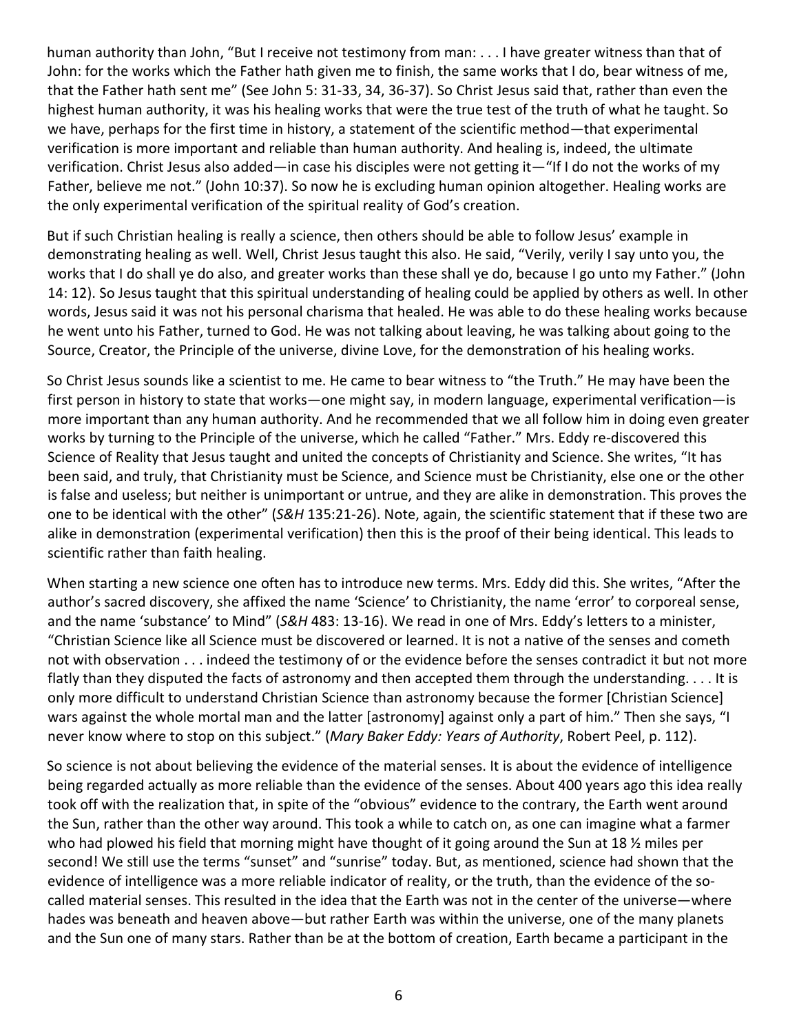human authority than John, "But I receive not testimony from man: . . . I have greater witness than that of John: for the works which the Father hath given me to finish, the same works that I do, bear witness of me, that the Father hath sent me" (See John 5: 31-33, 34, 36-37). So Christ Jesus said that, rather than even the highest human authority, it was his healing works that were the true test of the truth of what he taught. So we have, perhaps for the first time in history, a statement of the scientific method—that experimental verification is more important and reliable than human authority. And healing is, indeed, the ultimate verification. Christ Jesus also added—in case his disciples were not getting it—"If I do not the works of my Father, believe me not." (John 10:37). So now he is excluding human opinion altogether. Healing works are the only experimental verification of the spiritual reality of God's creation.

But if such Christian healing is really a science, then others should be able to follow Jesus' example in demonstrating healing as well. Well, Christ Jesus taught this also. He said, "Verily, verily I say unto you, the works that I do shall ye do also, and greater works than these shall ye do, because I go unto my Father." (John 14: 12). So Jesus taught that this spiritual understanding of healing could be applied by others as well. In other words, Jesus said it was not his personal charisma that healed. He was able to do these healing works because he went unto his Father, turned to God. He was not talking about leaving, he was talking about going to the Source, Creator, the Principle of the universe, divine Love, for the demonstration of his healing works.

So Christ Jesus sounds like a scientist to me. He came to bear witness to "the Truth." He may have been the first person in history to state that works—one might say, in modern language, experimental verification—is more important than any human authority. And he recommended that we all follow him in doing even greater works by turning to the Principle of the universe, which he called "Father." Mrs. Eddy re-discovered this Science of Reality that Jesus taught and united the concepts of Christianity and Science. She writes, "It has been said, and truly, that Christianity must be Science, and Science must be Christianity, else one or the other is false and useless; but neither is unimportant or untrue, and they are alike in demonstration. This proves the one to be identical with the other" (*S&H* 135:21-26). Note, again, the scientific statement that if these two are alike in demonstration (experimental verification) then this is the proof of their being identical. This leads to scientific rather than faith healing.

When starting a new science one often has to introduce new terms. Mrs. Eddy did this. She writes, "After the author's sacred discovery, she affixed the name 'Science' to Christianity, the name 'error' to corporeal sense, and the name 'substance' to Mind" (*S&H* 483: 13-16). We read in one of Mrs. Eddy's letters to a minister, "Christian Science like all Science must be discovered or learned. It is not a native of the senses and cometh not with observation . . . indeed the testimony of or the evidence before the senses contradict it but not more flatly than they disputed the facts of astronomy and then accepted them through the understanding. . . . It is only more difficult to understand Christian Science than astronomy because the former [Christian Science] wars against the whole mortal man and the latter [astronomy] against only a part of him." Then she says, "I never know where to stop on this subject." (*Mary Baker Eddy: Years of Authority*, Robert Peel, p. 112).

So science is not about believing the evidence of the material senses. It is about the evidence of intelligence being regarded actually as more reliable than the evidence of the senses. About 400 years ago this idea really took off with the realization that, in spite of the "obvious" evidence to the contrary, the Earth went around the Sun, rather than the other way around. This took a while to catch on, as one can imagine what a farmer who had plowed his field that morning might have thought of it going around the Sun at 18 ½ miles per second! We still use the terms "sunset" and "sunrise" today. But, as mentioned, science had shown that the evidence of intelligence was a more reliable indicator of reality, or the truth, than the evidence of the so-called material senses. This resulted in the idea that the Earth was not in the center of the universe—where hades was beneath and heaven above—but rather Earth was within the universe, one of the many planets and the Sun one of many stars. Rather than be at the bottom of creation, Earth became a participant in the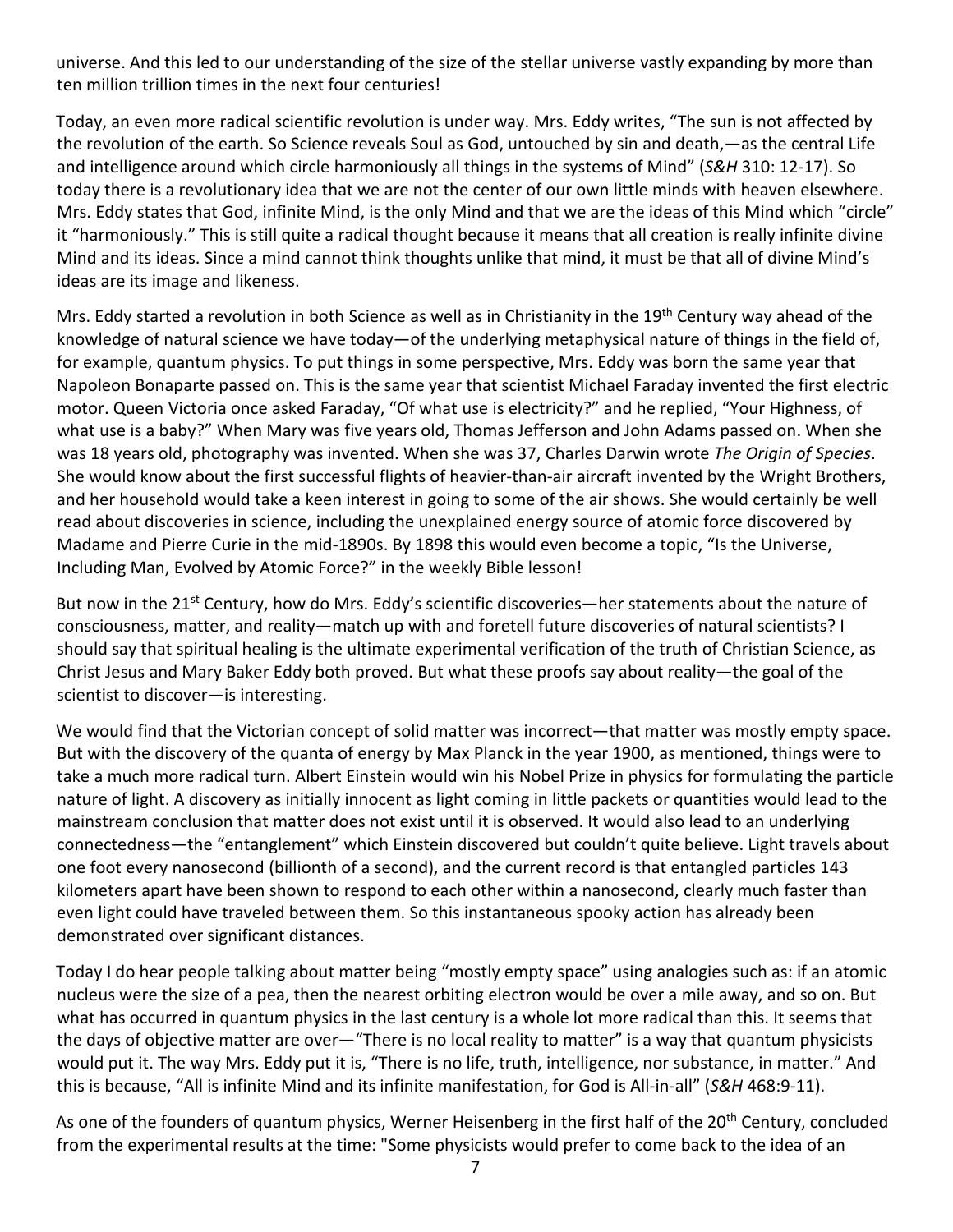universe. And this led to our understanding of the size of the stellar universe vastly expanding by more than ten million trillion times in the next four centuries!

Today, an even more radical scientific revolution is under way. Mrs. Eddy writes, "The sun is not affected by the revolution of the earth. So Science reveals Soul as God, untouched by sin and death,—as the central Life and intelligence around which circle harmoniously all things in the systems of Mind" (*S&H* 310: 12-17). So today there is a revolutionary idea that we are not the center of our own little minds with heaven elsewhere. Mrs. Eddy states that God, infinite Mind, is the only Mind and that we are the ideas of this Mind which "circle" it "harmoniously." This is still quite a radical thought because it means that all creation is really infinite divine Mind and its ideas. Since a mind cannot think thoughts unlike that mind, it must be that all of divine Mind's ideas are its image and likeness.

Mrs. Eddy started a revolution in both Science as well as in Christianity in the 19th Century way ahead of the knowledge of natural science we have today—of the underlying metaphysical nature of things in the field of, for example, quantum physics. To put things in some perspective, Mrs. Eddy was born the same year that Napoleon Bonaparte passed on. This is the same year that scientist Michael Faraday invented the first electric motor. Queen Victoria once asked Faraday, "Of what use is electricity?" and he replied, "Your Highness, of what use is a baby?" When Mary was five years old, Thomas Jefferson and John Adams passed on. When she was 18 years old, photography was invented. When she was 37, Charles Darwin wrote *The Origin of Species*. She would know about the first successful flights of heavier-than-air aircraft invented by the Wright Brothers, and her household would take a keen interest in going to some of the air shows. She would certainly be well read about discoveries in science, including the unexplained energy source of atomic force discovered by Madame and Pierre Curie in the mid-1890s. By 1898 this would even become a topic, "Is the Universe, Including Man, Evolved by Atomic Force?" in the weekly Bible lesson!

But now in the 21st Century, how do Mrs. Eddy's scientific discoveries—her statements about the nature of consciousness, matter, and reality—match up with and foretell future discoveries of natural scientists? I should say that spiritual healing is the ultimate experimental verification of the truth of Christian Science, as Christ Jesus and Mary Baker Eddy both proved. But what these proofs say about reality—the goal of the scientist to discover—is interesting.

We would find that the Victorian concept of solid matter was incorrect—that matter was mostly empty space. But with the discovery of the quanta of energy by Max Planck in the year 1900, as mentioned, things were to take a much more radical turn. Albert Einstein would win his Nobel Prize in physics for formulating the particle nature of light. A discovery as initially innocent as light coming in little packets or quantities would lead to the mainstream conclusion that matter does not exist until it is observed. It would also lead to an underlying connectedness—the "entanglement" which Einstein discovered but couldn't quite believe. Light travels about one foot every nanosecond (billionth of a second), and the current record is that entangled particles 143 kilometers apart have been shown to respond to each other within a nanosecond, clearly much faster than even light could have traveled between them. So this instantaneous spooky action has already been demonstrated over significant distances.

Today I do hear people talking about matter being "mostly empty space" using analogies such as: if an atomic nucleus were the size of a pea, then the nearest orbiting electron would be over a mile away, and so on. But what has occurred in quantum physics in the last century is a whole lot more radical than this. It seems that the days of objective matter are over—"There is no local reality to matter" is a way that quantum physicists would put it. The way Mrs. Eddy put it is, "There is no life, truth, intelligence, nor substance, in matter." And this is because, "All is infinite Mind and its infinite manifestation, for God is All-in-all" (*S&H* 468:9-11).

As one of the founders of quantum physics, Werner Heisenberg in the first half of the 20th Century, concluded from the experimental results at the time: "Some physicists would prefer to come back to the idea of an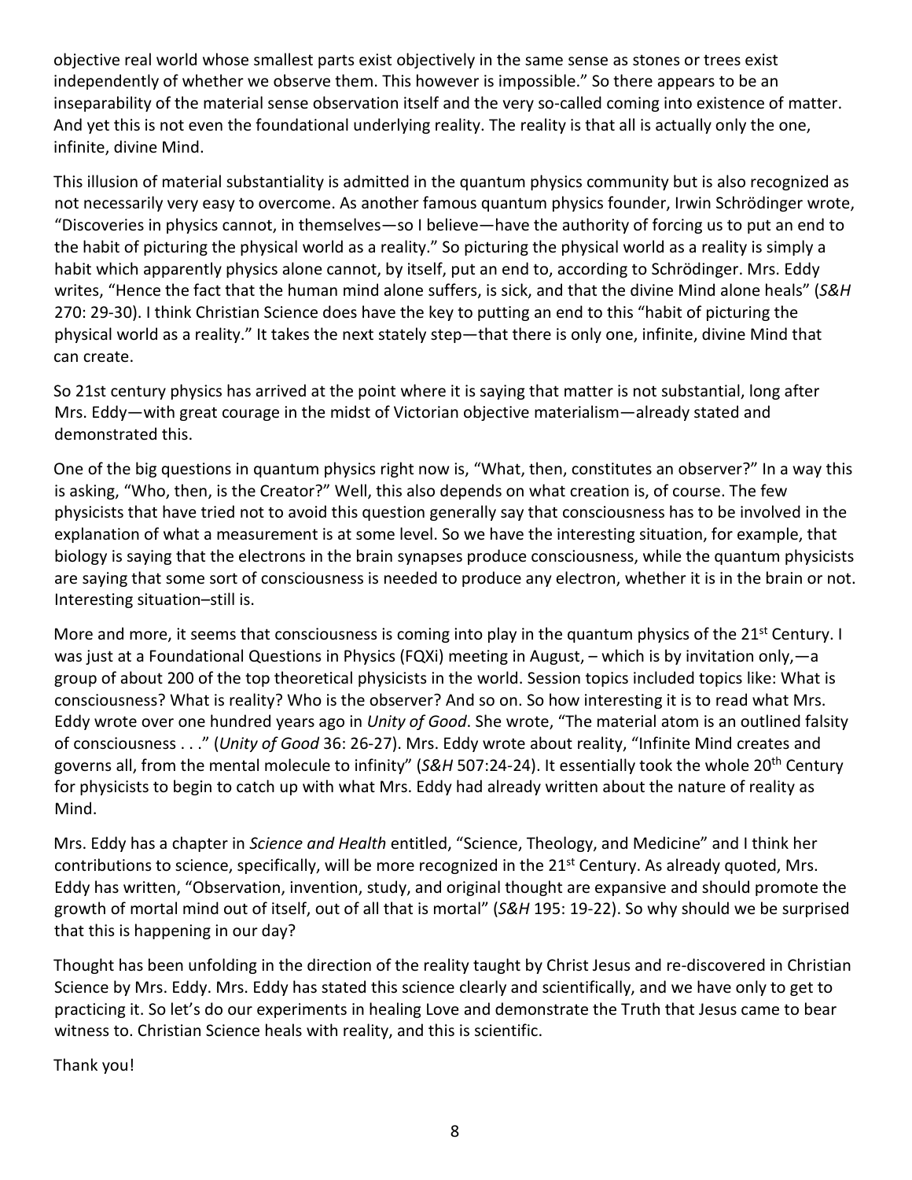objective real world whose smallest parts exist objectively in the same sense as stones or trees exist independently of whether we observe them. This however is impossible." So there appears to be an inseparability of the material sense observation itself and the very so-called coming into existence of matter. And yet this is not even the foundational underlying reality. The reality is that all is actually only the one, infinite, divine Mind.

This illusion of material substantiality is admitted in the quantum physics community but is also recognized as not necessarily very easy to overcome. As another famous quantum physics founder, Irwin Schrödinger wrote, "Discoveries in physics cannot, in themselves—so I believe—have the authority of forcing us to put an end to the habit of picturing the physical world as a reality." So picturing the physical world as a reality is simply a habit which apparently physics alone cannot, by itself, put an end to, according to Schrödinger. Mrs. Eddy writes, "Hence the fact that the human mind alone suffers, is sick, and that the divine Mind alone heals" (*S&H* 270: 29-30). I think Christian Science does have the key to putting an end to this "habit of picturing the physical world as a reality." It takes the next stately step—that there is only one, infinite, divine Mind that can create.

So 21st century physics has arrived at the point where it is saying that matter is not substantial, long after Mrs. Eddy—with great courage in the midst of Victorian objective materialism—already stated and demonstrated this.

One of the big questions in quantum physics right now is, "What, then, constitutes an observer?" In a way this is asking, "Who, then, is the Creator?" Well, this also depends on what creation is, of course. The few physicists that have tried not to avoid this question generally say that consciousness has to be involved in the explanation of what a measurement is at some level. So we have the interesting situation, for example, that biology is saying that the electrons in the brain synapses produce consciousness, while the quantum physicists are saying that some sort of consciousness is needed to produce any electron, whether it is in the brain or not. Interesting situation–still is.

More and more, it seems that consciousness is coming into play in the quantum physics of the 21st Century. I was just at a Foundational Questions in Physics (FQXi) meeting in August, – which is by invitation only,—a group of about 200 of the top theoretical physicists in the world. Session topics included topics like: What is consciousness? What is reality? Who is the observer? And so on. So how interesting it is to read what Mrs. Eddy wrote over one hundred years ago in *Unity of Good*. She wrote, "The material atom is an outlined falsity of consciousness . . ." (*Unity of Good* 36: 26-27). Mrs. Eddy wrote about reality, "Infinite Mind creates and governs all, from the mental molecule to infinity" (*S&H* 507:24-24). It essentially took the whole 20th Century for physicists to begin to catch up with what Mrs. Eddy had already written about the nature of reality as Mind.

Mrs. Eddy has a chapter in *Science and Health* entitled, "Science, Theology, and Medicine" and I think her contributions to science, specifically, will be more recognized in the 21st Century. As already quoted, Mrs. Eddy has written, "Observation, invention, study, and original thought are expansive and should promote the growth of mortal mind out of itself, out of all that is mortal" (*S&H* 195: 19-22). So why should we be surprised that this is happening in our day?

Thought has been unfolding in the direction of the reality taught by Christ Jesus and re-discovered in Christian Science by Mrs. Eddy. Mrs. Eddy has stated this science clearly and scientifically, and we have only to get to practicing it. So let's do our experiments in healing Love and demonstrate the Truth that Jesus came to bear witness to. Christian Science heals with reality, and this is scientific.

Thank you!